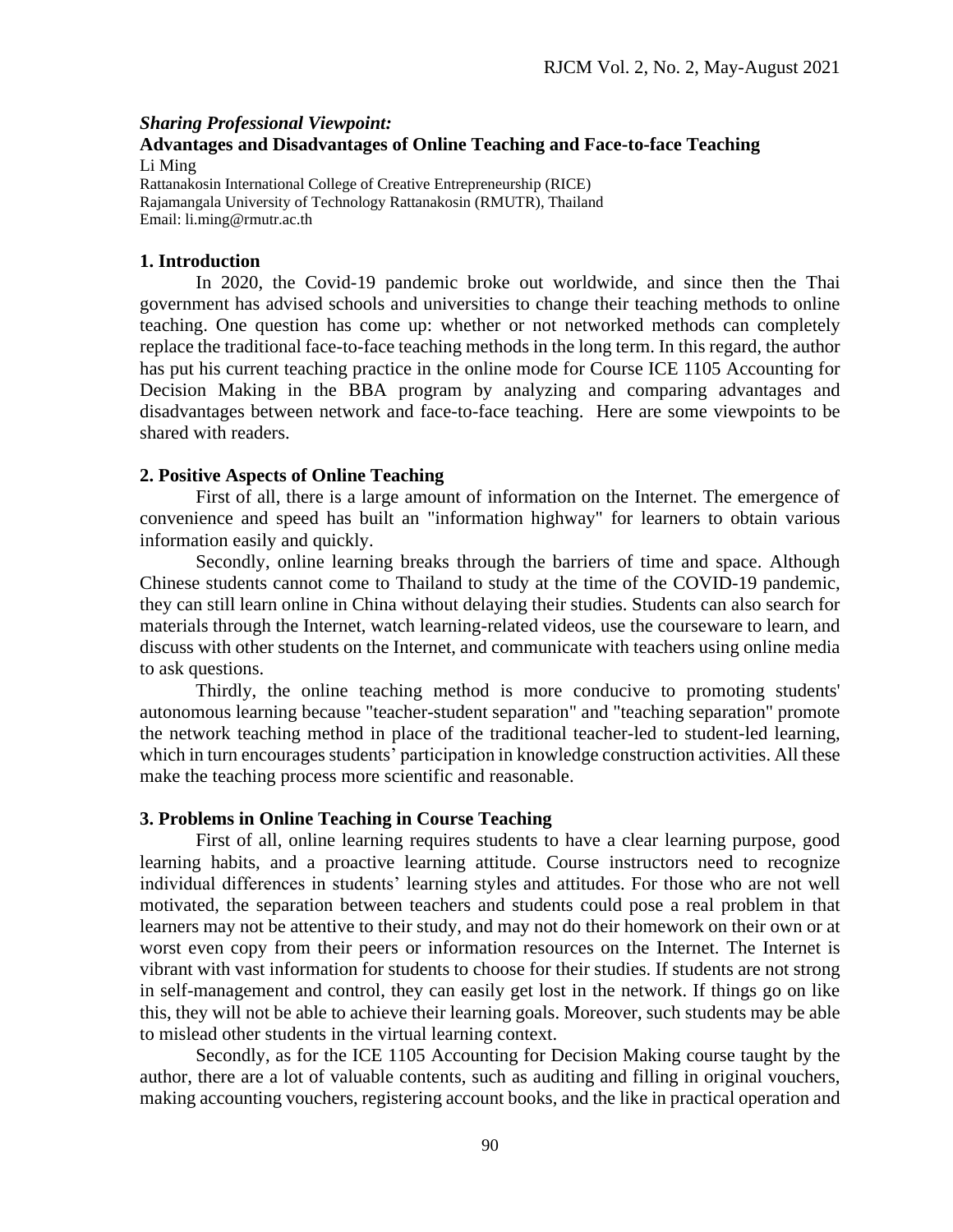*Sharing Professional Viewpoint:*

# Advantages and Disadvantages of Online Teaching and Face-to-face Teaching

Li Ming

Rattanakosin International College of Creative Entrepreneurship (RICE)
Rajamangala University of Technology Rattanakosin (RMUTR), Thailand
Email: li.ming@rmutr.ac.th

## 1. Introduction

In 2020, the Covid-19 pandemic broke out worldwide, and since then the Thai government has advised schools and universities to change their teaching methods to online teaching. One question has come up: whether or not networked methods can completely replace the traditional face-to-face teaching methods in the long term. In this regard, the author has put his current teaching practice in the online mode for Course ICE 1105 Accounting for Decision Making in the BBA program by analyzing and comparing advantages and disadvantages between network and face-to-face teaching. Here are some viewpoints to be shared with readers.

## 2. Positive Aspects of Online Teaching

First of all, there is a large amount of information on the Internet. The emergence of convenience and speed has built an "information highway" for learners to obtain various information easily and quickly.

Secondly, online learning breaks through the barriers of time and space. Although Chinese students cannot come to Thailand to study at the time of the COVID-19 pandemic, they can still learn online in China without delaying their studies. Students can also search for materials through the Internet, watch learning-related videos, use the courseware to learn, and discuss with other students on the Internet, and communicate with teachers using online media to ask questions.

Thirdly, the online teaching method is more conducive to promoting students' autonomous learning because "teacher-student separation" and "teaching separation" promote the network teaching method in place of the traditional teacher-led to student-led learning, which in turn encourages students' participation in knowledge construction activities. All these make the teaching process more scientific and reasonable.

## 3. Problems in Online Teaching in Course Teaching

First of all, online learning requires students to have a clear learning purpose, good learning habits, and a proactive learning attitude. Course instructors need to recognize individual differences in students' learning styles and attitudes. For those who are not well motivated, the separation between teachers and students could pose a real problem in that learners may not be attentive to their study, and may not do their homework on their own or at worst even copy from their peers or information resources on the Internet. The Internet is vibrant with vast information for students to choose for their studies. If students are not strong in self-management and control, they can easily get lost in the network. If things go on like this, they will not be able to achieve their learning goals. Moreover, such students may be able to mislead other students in the virtual learning context.

Secondly, as for the ICE 1105 Accounting for Decision Making course taught by the author, there are a lot of valuable contents, such as auditing and filling in original vouchers, making accounting vouchers, registering account books, and the like in practical operation and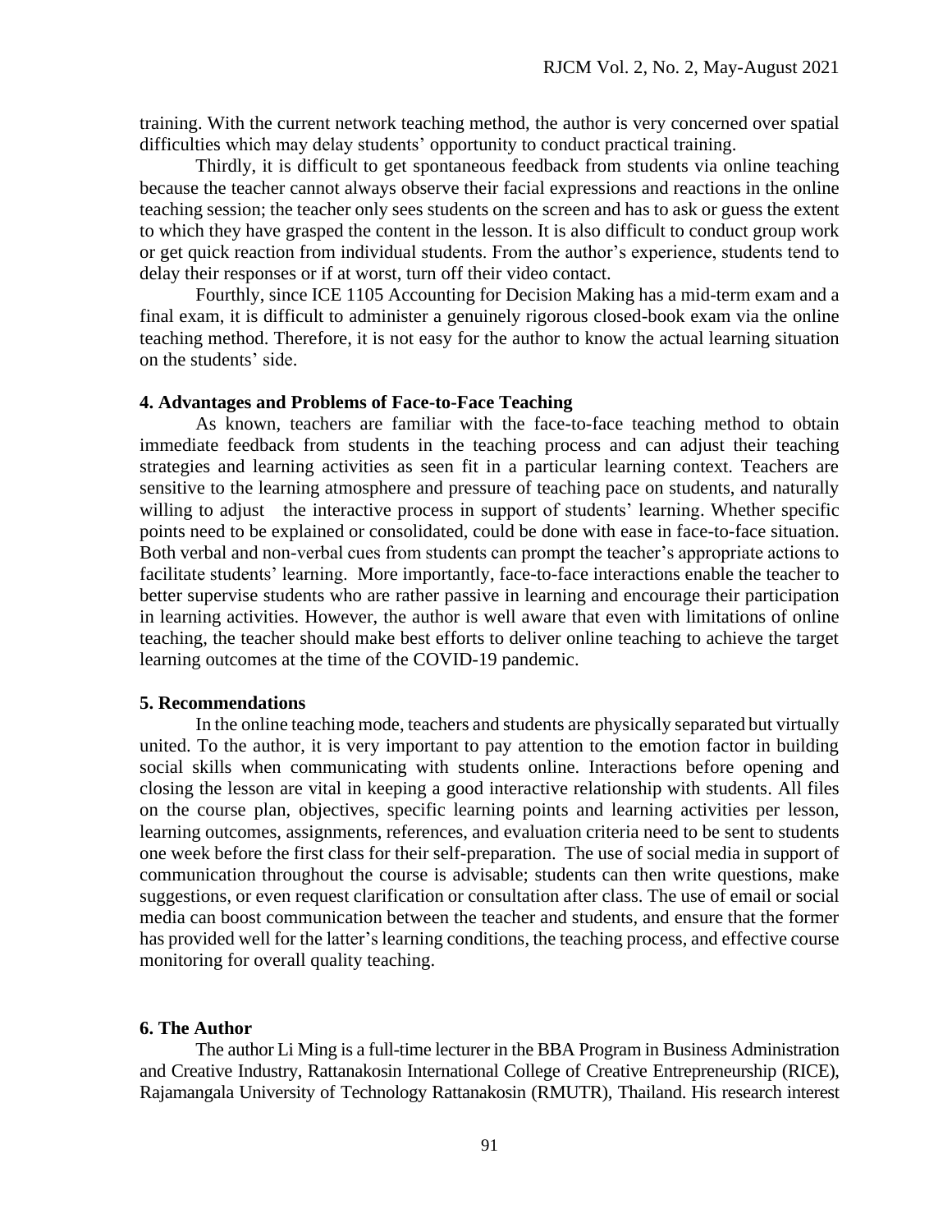training. With the current network teaching method, the author is very concerned over spatial difficulties which may delay students' opportunity to conduct practical training.

Thirdly, it is difficult to get spontaneous feedback from students via online teaching because the teacher cannot always observe their facial expressions and reactions in the online teaching session; the teacher only sees students on the screen and has to ask or guess the extent to which they have grasped the content in the lesson. It is also difficult to conduct group work or get quick reaction from individual students. From the author's experience, students tend to delay their responses or if at worst, turn off their video contact.

Fourthly, since ICE 1105 Accounting for Decision Making has a mid-term exam and a final exam, it is difficult to administer a genuinely rigorous closed-book exam via the online teaching method. Therefore, it is not easy for the author to know the actual learning situation on the students' side.

## 4. Advantages and Problems of Face-to-Face Teaching

As known, teachers are familiar with the face-to-face teaching method to obtain immediate feedback from students in the teaching process and can adjust their teaching strategies and learning activities as seen fit in a particular learning context. Teachers are sensitive to the learning atmosphere and pressure of teaching pace on students, and naturally willing to adjust the interactive process in support of students' learning. Whether specific points need to be explained or consolidated, could be done with ease in face-to-face situation. Both verbal and non-verbal cues from students can prompt the teacher's appropriate actions to facilitate students' learning. More importantly, face-to-face interactions enable the teacher to better supervise students who are rather passive in learning and encourage their participation in learning activities. However, the author is well aware that even with limitations of online teaching, the teacher should make best efforts to deliver online teaching to achieve the target learning outcomes at the time of the COVID-19 pandemic.

## 5. Recommendations

In the online teaching mode, teachers and students are physically separated but virtually united. To the author, it is very important to pay attention to the emotion factor in building social skills when communicating with students online. Interactions before opening and closing the lesson are vital in keeping a good interactive relationship with students. All files on the course plan, objectives, specific learning points and learning activities per lesson, learning outcomes, assignments, references, and evaluation criteria need to be sent to students one week before the first class for their self-preparation. The use of social media in support of communication throughout the course is advisable; students can then write questions, make suggestions, or even request clarification or consultation after class. The use of email or social media can boost communication between the teacher and students, and ensure that the former has provided well for the latter's learning conditions, the teaching process, and effective course monitoring for overall quality teaching.

## 6. The Author

The author Li Ming is a full-time lecturer in the BBA Program in Business Administration and Creative Industry, Rattanakosin International College of Creative Entrepreneurship (RICE), Rajamangala University of Technology Rattanakosin (RMUTR), Thailand. His research interest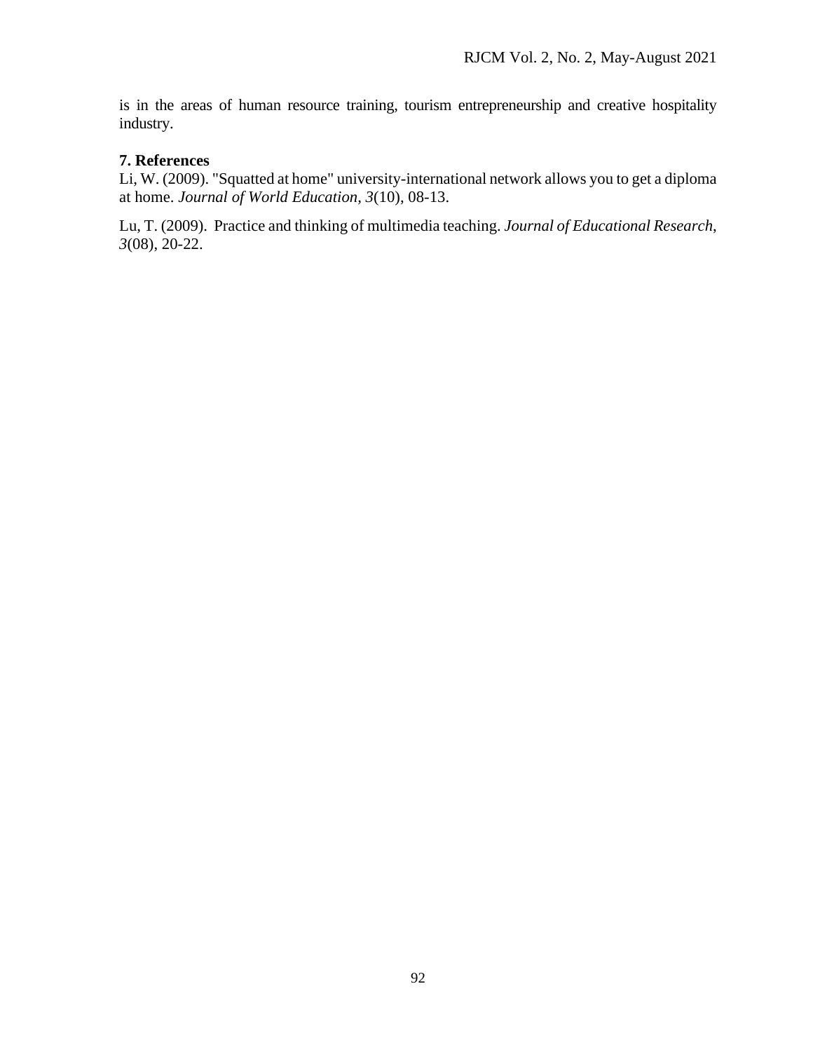is in the areas of human resource training, tourism entrepreneurship and creative hospitality industry.

## 7. References

Li, W. (2009). "Squatted at home" university-international network allows you to get a diploma at home. *Journal of World Education*, *3*(10), 08-13.

Lu, T. (2009). Practice and thinking of multimedia teaching. *Journal of Educational Research*, *3*(08), 20-22.